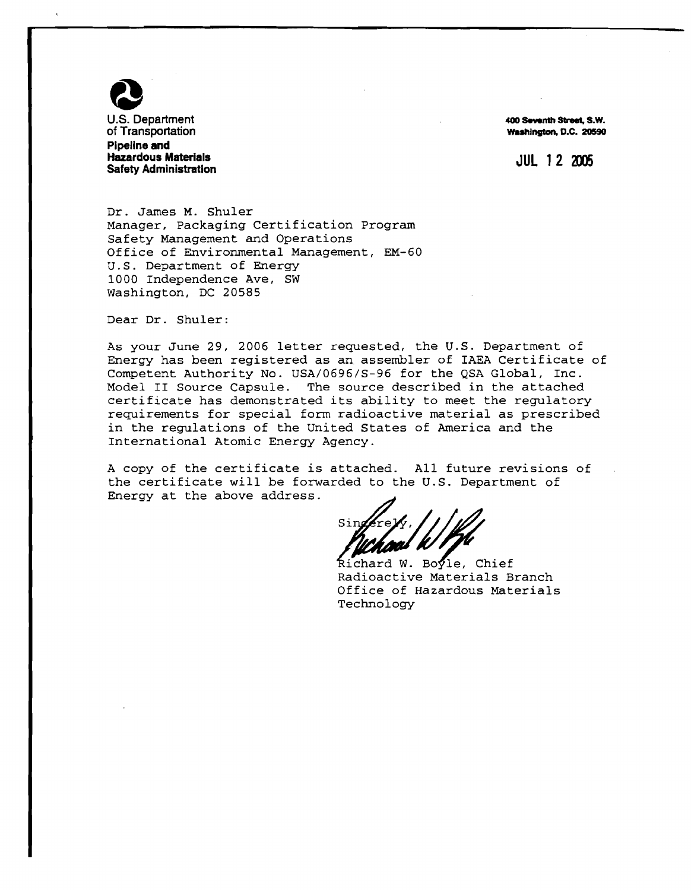U.S. Department of Transportation
**Pipeline and Hazardous Materials Safety Administration**

**400 Seventh Street, S.W.**
**Washington, D.C. 20590**

JUL 12 2005

Dr. James M. Shuler
Manager, Packaging Certification Program
Safety Management and Operations
Office of Environmental Management, EM-60
U.S. Department of Energy
1000 Independence Ave, SW
Washington, DC 20585

Dear Dr. Shuler:

As your June 29, 2006 letter requested, the U.S. Department of Energy has been registered as an assembler of IAEA Certificate of Competent Authority No. USA/0696/S-96 for the QSA Global, Inc. Model II Source Capsule. The source described in the attached certificate has demonstrated its ability to meet the regulatory requirements for special form radioactive material as prescribed in the regulations of the United States of America and the International Atomic Energy Agency.

A copy of the certificate is attached. All future revisions of the certificate will be forwarded to the U.S. Department of Energy at the above address.

Sincerely,

Richard W. Boyle, Chief
Radioactive Materials Branch
Office of Hazardous Materials Technology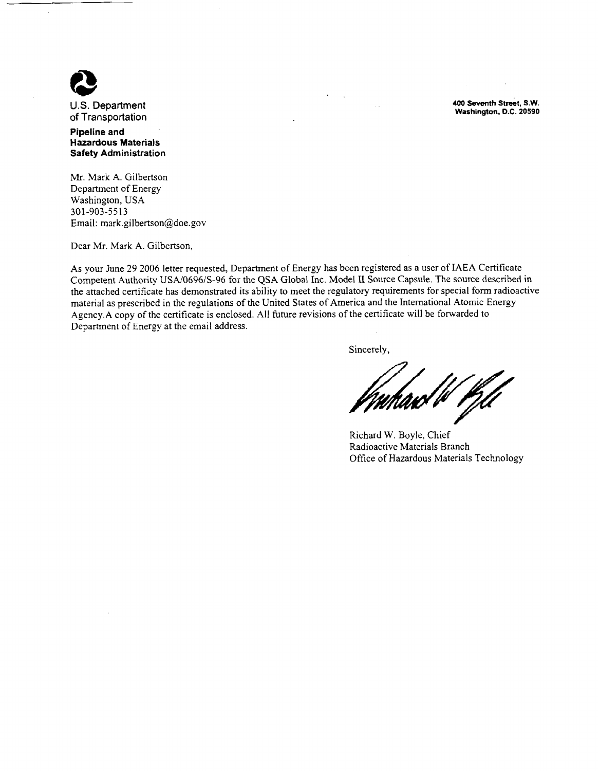U.S. Department of Transportation

**Pipeline and Hazardous Materials Safety Administration**

**400 Seventh Street, S.W.**
**Washington, D.C. 20590**

Mr. Mark A. Gilbertson
Department of Energy
Washington, USA
301-903-5513
Email: mark.gilbertson@doe.gov

Dear Mr. Mark A. Gilbertson,

As your June 29 2006 letter requested, Department of Energy has been registered as a user of IAEA Certificate Competent Authority USA/0696/S-96 for the QSA Global Inc. Model II Source Capsule. The source described in the attached certificate has demonstrated its ability to meet the regulatory requirements for special form radioactive material as prescribed in the regulations of the United States of America and the International Atomic Energy Agency.A copy of the certificate is enclosed. All future revisions of the certificate will be forwarded to Department of Energy at the email address.

Sincerely,

Richard W. Boyle, Chief
Radioactive Materials Branch
Office of Hazardous Materials Technology